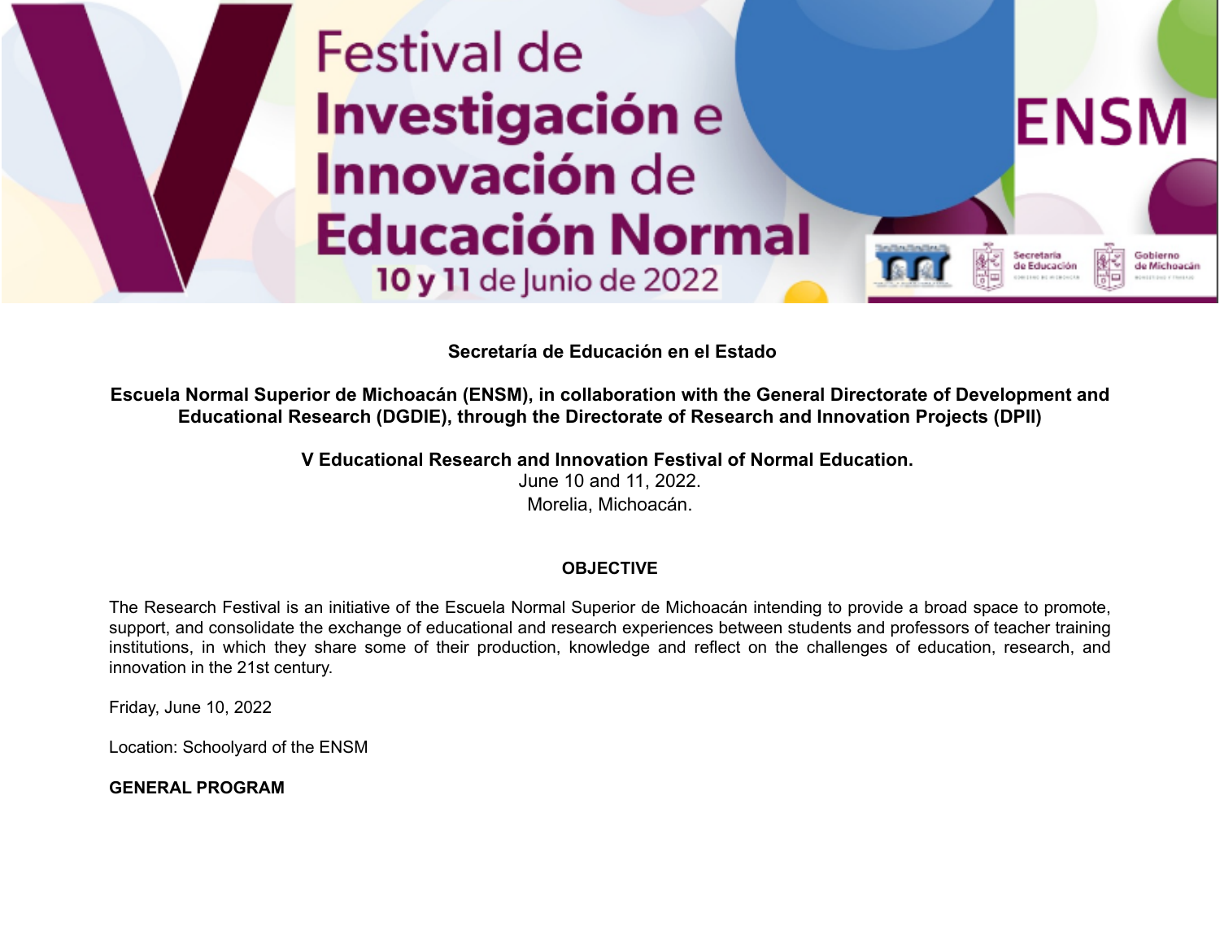# V Festival de Investigación e Innovación de Educación Normal

10 y 11 de Junio de 2022

ENSM

Secretaría de Educación | Gobierno de Michoacán

**Secretaría de Educación en el Estado**

**Escuela Normal Superior de Michoacán (ENSM), in collaboration with the General Directorate of Development and Educational Research (DGDIE), through the Directorate of Research and Innovation Projects (DPII)**

**V Educational Research and Innovation Festival of Normal Education.**
June 10 and 11, 2022.
Morelia, Michoacán.

## OBJECTIVE

The Research Festival is an initiative of the Escuela Normal Superior de Michoacán intending to provide a broad space to promote, support, and consolidate the exchange of educational and research experiences between students and professors of teacher training institutions, in which they share some of their production, knowledge and reflect on the challenges of education, research, and innovation in the 21st century.

Friday, June 10, 2022

Location: Schoolyard of the ENSM

**GENERAL PROGRAM**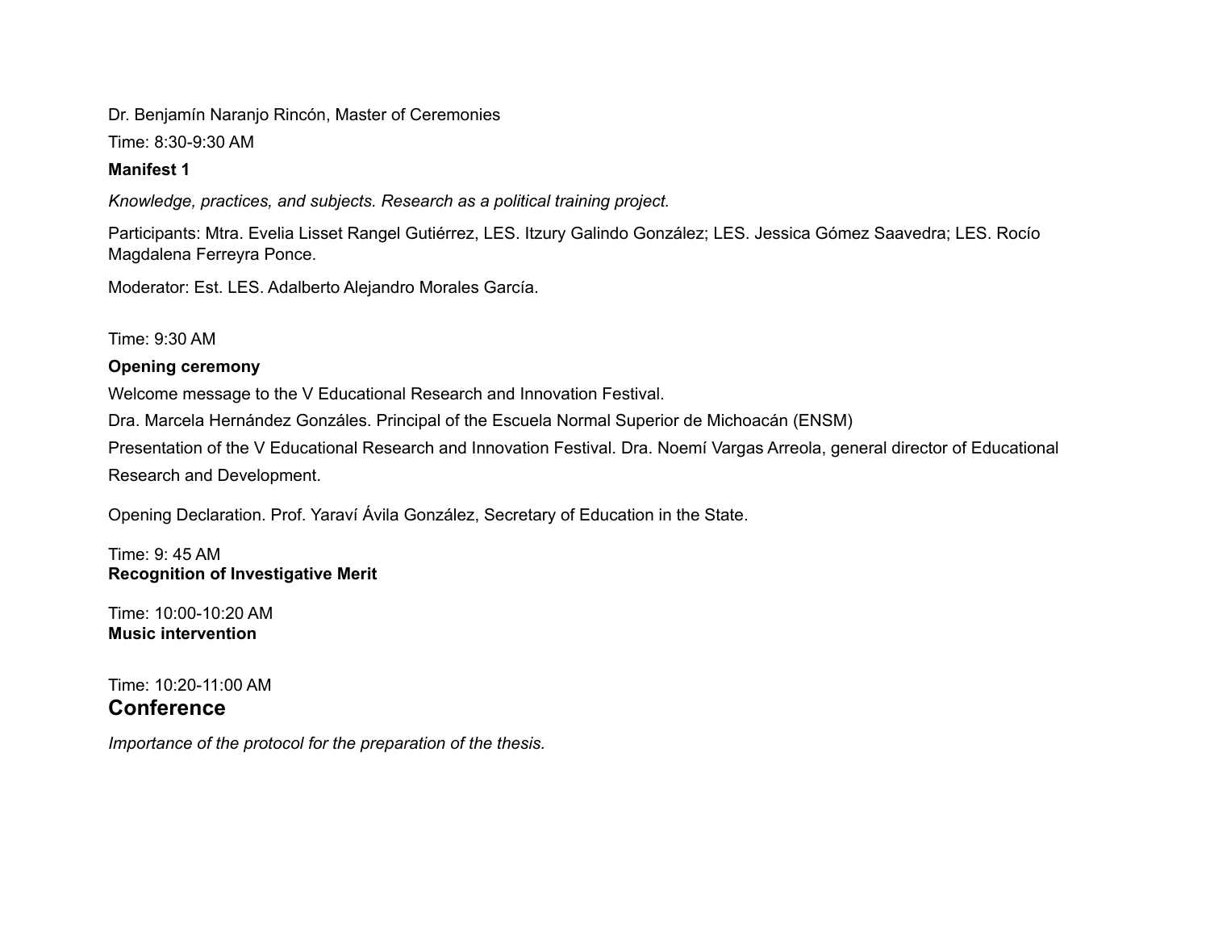Dr. Benjamín Naranjo Rincón, Master of Ceremonies

Time: 8:30-9:30 AM

**Manifest 1**

*Knowledge, practices, and subjects. Research as a political training project.*

Participants: Mtra. Evelia Lisset Rangel Gutiérrez, LES. Itzury Galindo González; LES. Jessica Gómez Saavedra; LES. Rocío Magdalena Ferreyra Ponce.

Moderator: Est. LES. Adalberto Alejandro Morales García.

Time: 9:30 AM

**Opening ceremony**

Welcome message to the V Educational Research and Innovation Festival.

Dra. Marcela Hernández Gonzáles. Principal of the Escuela Normal Superior de Michoacán (ENSM)

Presentation of the V Educational Research and Innovation Festival. Dra. Noemí Vargas Arreola, general director of Educational Research and Development.

Opening Declaration. Prof. Yaraví Ávila González, Secretary of Education in the State.

Time: 9: 45 AM
**Recognition of Investigative Merit**

Time: 10:00-10:20 AM
**Music intervention**

Time: 10:20-11:00 AM
## Conference

*Importance of the protocol for the preparation of the thesis.*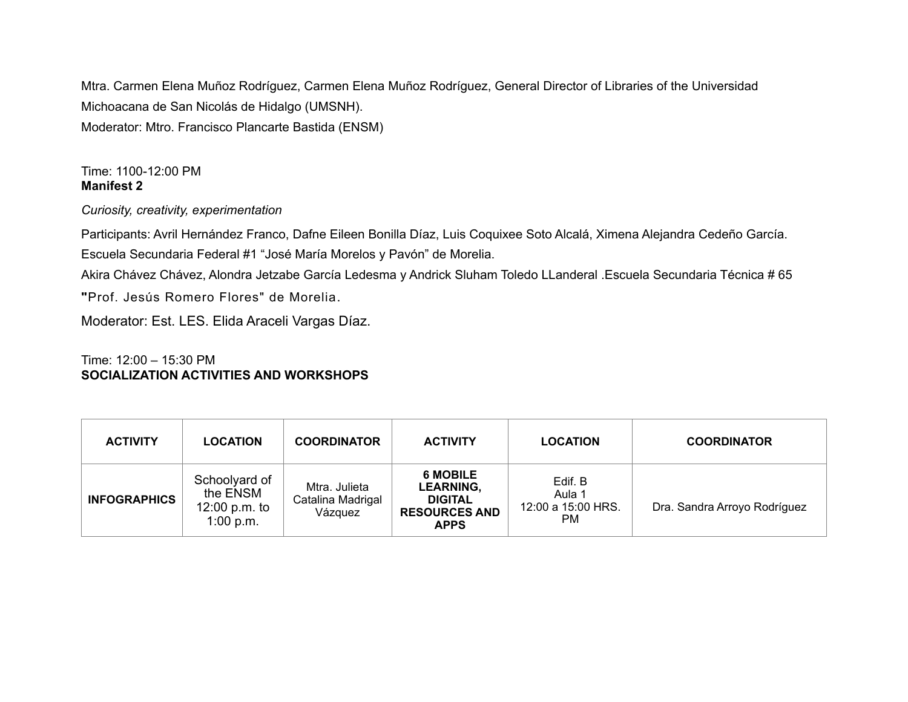Mtra. Carmen Elena Muñoz Rodríguez, Carmen Elena Muñoz Rodríguez, General Director of Libraries of the Universidad Michoacana de San Nicolás de Hidalgo (UMSNH).
Moderator: Mtro. Francisco Plancarte Bastida (ENSM)

Time: 1100-12:00 PM
**Manifest 2**

*Curiosity, creativity, experimentation*

Participants: Avril Hernández Franco, Dafne Eileen Bonilla Díaz, Luis Coquixee Soto Alcalá, Ximena Alejandra Cedeño García. Escuela Secundaria Federal #1 "José María Morelos y Pavón" de Morelia.
Akira Chávez Chávez, Alondra Jetzabe García Ledesma y Andrick Sluham Toledo LLanderal .Escuela Secundaria Técnica # 65 **"**Prof. Jesús Romero Flores" de Morelia.

Moderator: Est. LES. Elida Araceli Vargas Díaz.

Time: 12:00 – 15:30 PM
**SOCIALIZATION ACTIVITIES AND WORKSHOPS**

| ACTIVITY | LOCATION | COORDINATOR | ACTIVITY | LOCATION | COORDINATOR |
|---|---|---|---|---|---|
| **INFOGRAPHICS** | Schoolyard of the ENSM 12:00 p.m. to 1:00 p.m. | Mtra. Julieta Catalina Madrigal Vázquez | **6 MOBILE LEARNING, DIGITAL RESOURCES AND APPS** | Edif. B Aula 1 12:00 a 15:00 HRS. PM | Dra. Sandra Arroyo Rodríguez |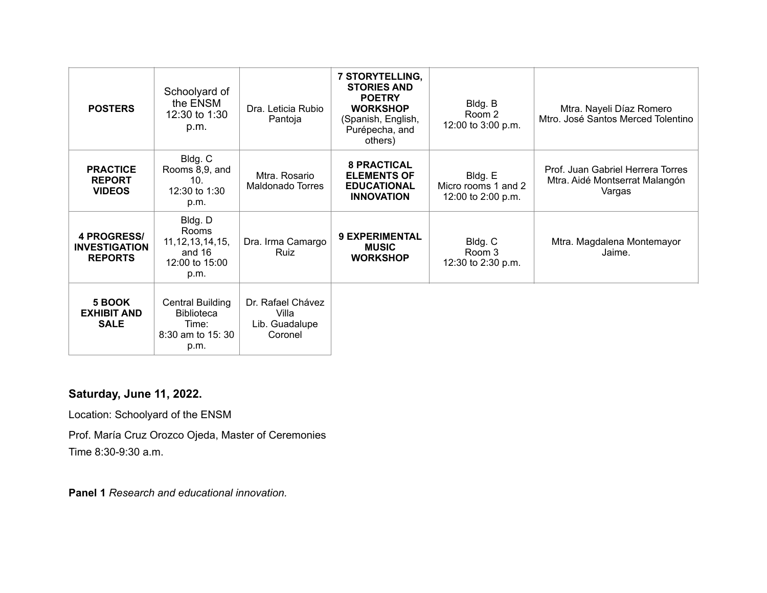| | | | | | |
|---|---|---|---|---|---|
| **POSTERS** | Schoolyard of the ENSM 12:30 to 1:30 p.m. | Dra. Leticia Rubio Pantoja | **7 STORYTELLING, STORIES AND POETRY WORKSHOP** (Spanish, English, Purépecha, and others) | Bldg. B Room 2 12:00 to 3:00 p.m. | Mtra. Nayeli Díaz Romero Mtro. José Santos Merced Tolentino |
| **PRACTICE REPORT VIDEOS** | Bldg. C Rooms 8,9, and 10. 12:30 to 1:30 p.m. | Mtra. Rosario Maldonado Torres | **8 PRACTICAL ELEMENTS OF EDUCATIONAL INNOVATION** | Bldg. E Micro rooms 1 and 2 12:00 to 2:00 p.m. | Prof. Juan Gabriel Herrera Torres Mtra. Aidé Montserrat Malangón Vargas |
| **4 PROGRESS/ INVESTIGATION REPORTS** | Bldg. D Rooms 11,12,13,14,15, and 16 12:00 to 15:00 p.m. | Dra. Irma Camargo Ruiz | **9 EXPERIMENTAL MUSIC WORKSHOP** | Bldg. C Room 3 12:30 to 2:30 p.m. | Mtra. Magdalena Montemayor Jaime. |
| **5 BOOK EXHIBIT AND SALE** | Central Building Biblioteca Time: 8:30 am to 15: 30 p.m. | Dr. Rafael Chávez Villa Lib. Guadalupe Coronel | | | |

**Saturday, June 11, 2022.**

Location: Schoolyard of the ENSM

Prof. María Cruz Orozco Ojeda, Master of Ceremonies
Time 8:30-9:30 a.m.

**Panel 1** *Research and educational innovation.*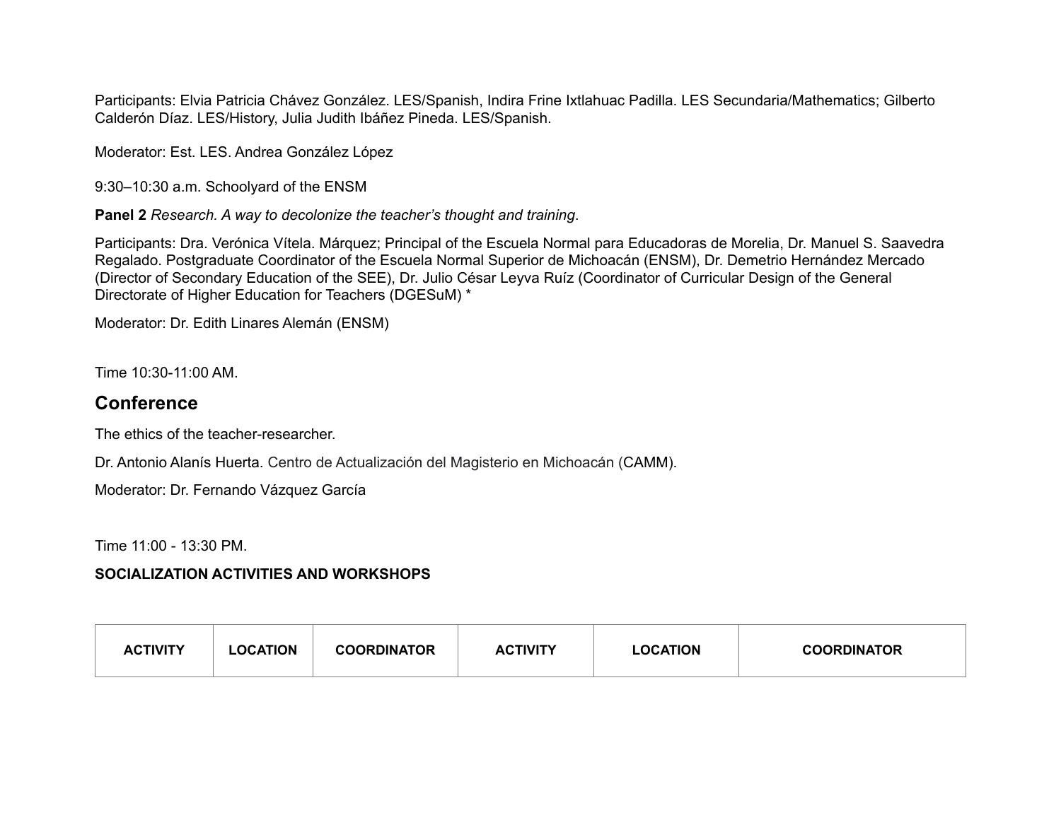Participants: Elvia Patricia Chávez González. LES/Spanish, Indira Frine Ixtlahuac Padilla. LES Secundaria/Mathematics; Gilberto Calderón Díaz. LES/History, Julia Judith Ibáñez Pineda. LES/Spanish.

Moderator: Est. LES. Andrea González López

9:30–10:30 a.m. Schoolyard of the ENSM

**Panel 2** *Research. A way to decolonize the teacher's thought and training*.

Participants: Dra. Verónica Vítela. Márquez; Principal of the Escuela Normal para Educadoras de Morelia, Dr. Manuel S. Saavedra Regalado. Postgraduate Coordinator of the Escuela Normal Superior de Michoacán (ENSM), Dr. Demetrio Hernández Mercado (Director of Secondary Education of the SEE), Dr. Julio César Leyva Ruíz (Coordinator of Curricular Design of the General Directorate of Higher Education for Teachers (DGESuM) *

Moderator: Dr. Edith Linares Alemán (ENSM)

Time 10:30-11:00 AM.

## Conference

The ethics of the teacher-researcher.

Dr. Antonio Alanís Huerta. Centro de Actualización del Magisterio en Michoacán (CAMM).

Moderator: Dr. Fernando Vázquez García

Time 11:00 - 13:30 PM.

**SOCIALIZATION ACTIVITIES AND WORKSHOPS**

| ACTIVITY | LOCATION | COORDINATOR | ACTIVITY | LOCATION | COORDINATOR |
|---|---|---|---|---|---|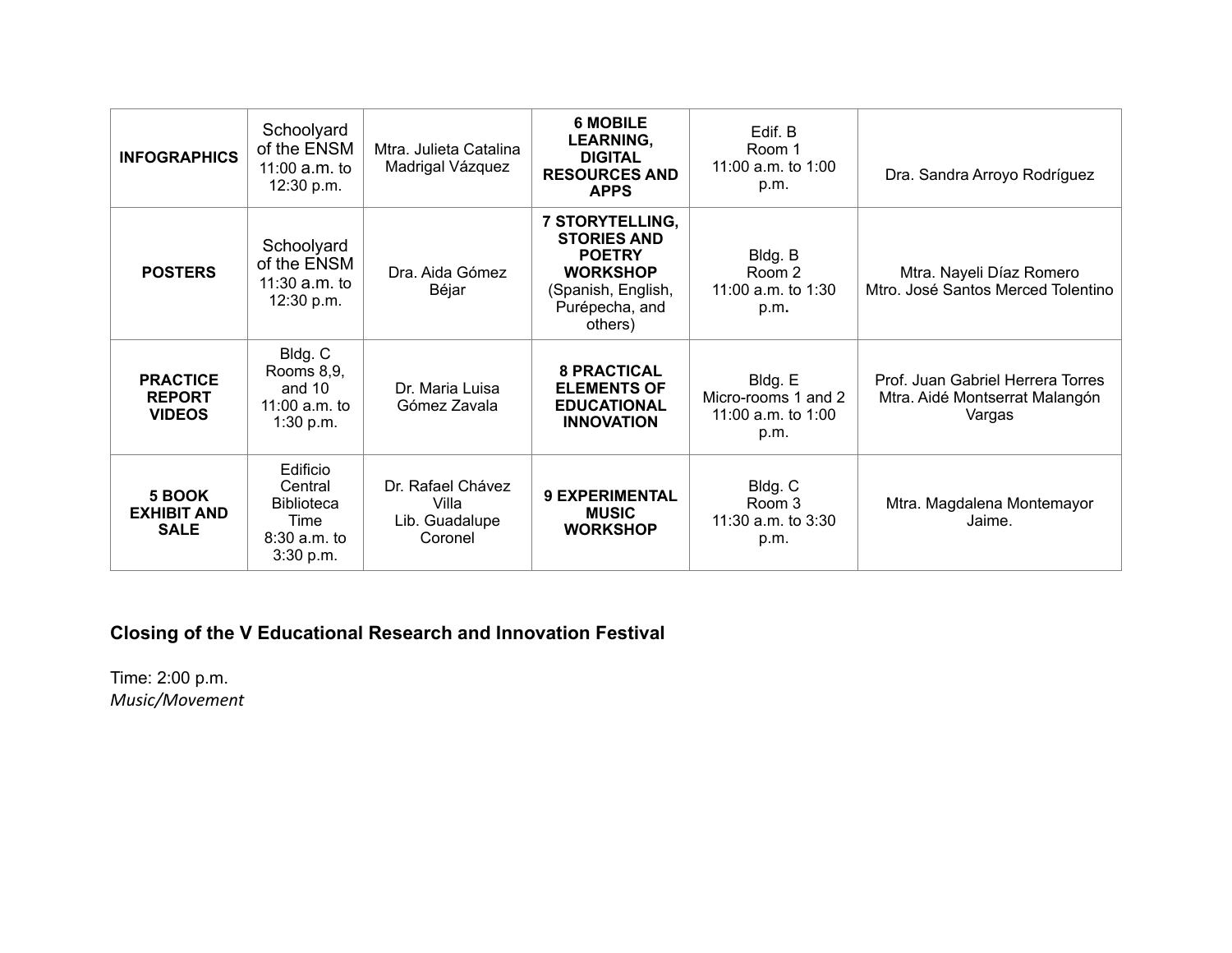| **INFOGRAPHICS** | Schoolyard of the ENSM 11:00 a.m. to 12:30 p.m. | Mtra. Julieta Catalina Madrigal Vázquez | **6 MOBILE LEARNING, DIGITAL RESOURCES AND APPS** | Edif. B Room 1 11:00 a.m. to 1:00 p.m. | Dra. Sandra Arroyo Rodríguez |
|---|---|---|---|---|---|
| **POSTERS** | Schoolyard of the ENSM 11:30 a.m. to 12:30 p.m. | Dra. Aida Gómez Béjar | **7 STORYTELLING, STORIES AND POETRY WORKSHOP** (Spanish, English, Purépecha, and others) | Bldg. B Room 2 11:00 a.m. to 1:30 p.m. | Mtra. Nayeli Díaz Romero Mtro. José Santos Merced Tolentino |
| **PRACTICE REPORT VIDEOS** | Bldg. C Rooms 8,9, and 10 11:00 a.m. to 1:30 p.m. | Dr. Maria Luisa Gómez Zavala | **8 PRACTICAL ELEMENTS OF EDUCATIONAL INNOVATION** | Bldg. E Micro-rooms 1 and 2 11:00 a.m. to 1:00 p.m. | Prof. Juan Gabriel Herrera Torres Mtra. Aidé Montserrat Malangón Vargas |
| **5 BOOK EXHIBIT AND SALE** | Edificio Central Biblioteca Time 8:30 a.m. to 3:30 p.m. | Dr. Rafael Chávez Villa Lib. Guadalupe Coronel | **9 EXPERIMENTAL MUSIC WORKSHOP** | Bldg. C Room 3 11:30 a.m. to 3:30 p.m. | Mtra. Magdalena Montemayor Jaime. |

### Closing of the V Educational Research and Innovation Festival

Time: 2:00 p.m.
*Music/Movement*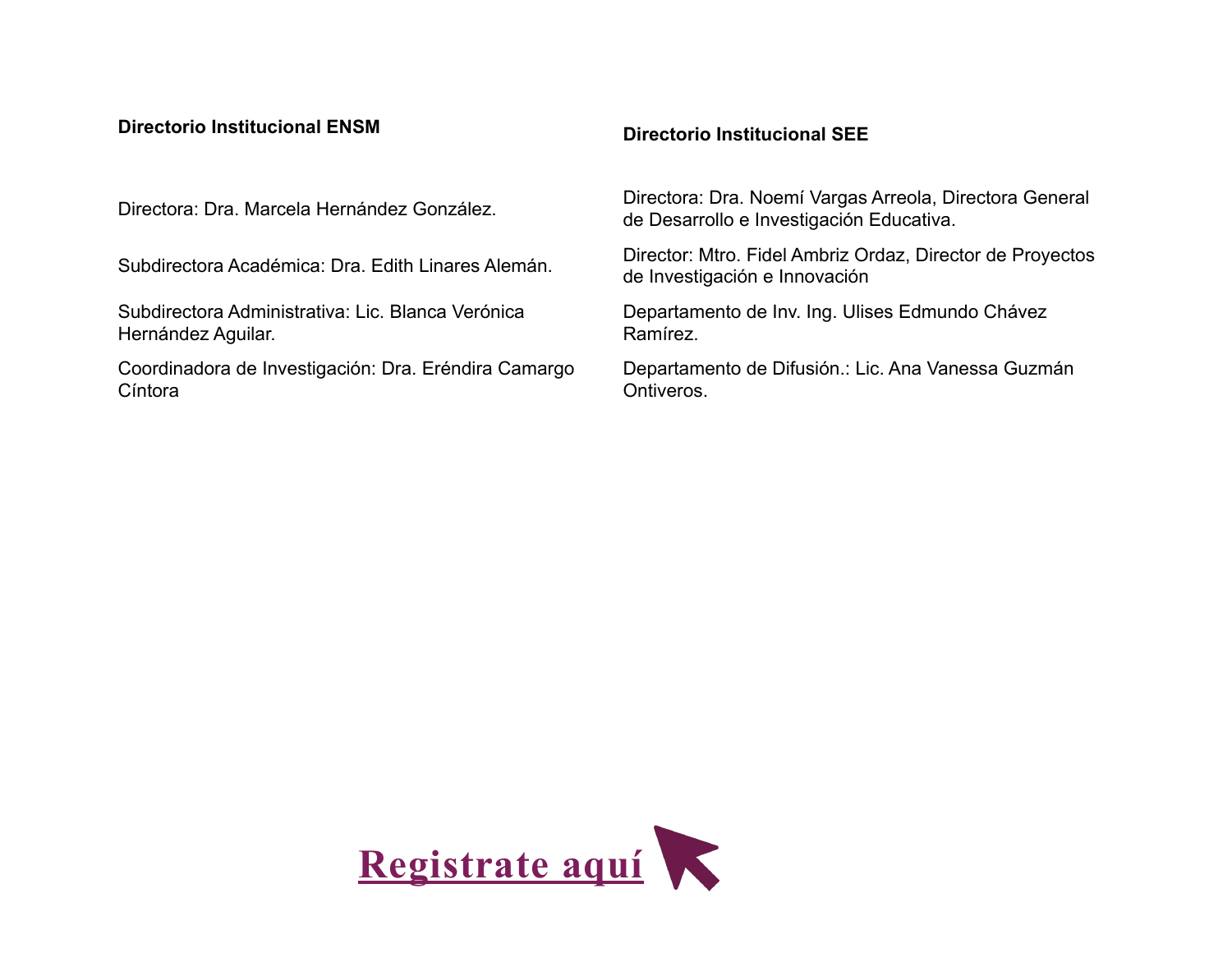**Directorio Institucional ENSM**

Directora: Dra. Marcela Hernández González.

Subdirectora Académica: Dra. Edith Linares Alemán.

Subdirectora Administrativa: Lic. Blanca Verónica Hernández Aguilar.

Coordinadora de Investigación: Dra. Eréndira Camargo Círtora

**Directorio Institucional SEE**

Directora: Dra. Noemí Vargas Arreola, Directora General de Desarrollo e Investigación Educativa.

Director: Mtro. Fidel Ambriz Ordaz, Director de Proyectos de Investigación e Innovación

Departamento de Inv. Ing. Ulises Edmundo Chávez Ramírez.

Departamento de Difusión.: Lic. Ana Vanessa Guzmán Ontiveros.

**Registrate aquí**